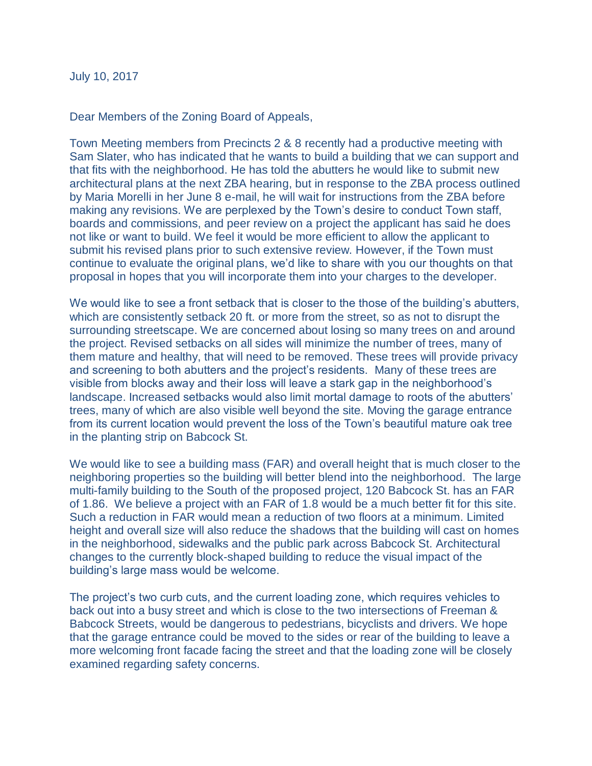July 10, 2017

Dear Members of the Zoning Board of Appeals,

Town Meeting members from Precincts 2 & 8 recently had a productive meeting with Sam Slater, who has indicated that he wants to build a building that we can support and that fits with the neighborhood. He has told the abutters he would like to submit new architectural plans at the next ZBA hearing, but in response to the ZBA process outlined by Maria Morelli in her June 8 e-mail, he will wait for instructions from the ZBA before making any revisions. We are perplexed by the Town's desire to conduct Town staff, boards and commissions, and peer review on a project the applicant has said he does not like or want to build. We feel it would be more efficient to allow the applicant to submit his revised plans prior to such extensive review. However, if the Town must continue to evaluate the original plans, we'd like to share with you our thoughts on that proposal in hopes that you will incorporate them into your charges to the developer.

We would like to see a front setback that is closer to the those of the building's abutters, which are consistently setback 20 ft. or more from the street, so as not to disrupt the surrounding streetscape. We are concerned about losing so many trees on and around the project. Revised setbacks on all sides will minimize the number of trees, many of them mature and healthy, that will need to be removed. These trees will provide privacy and screening to both abutters and the project's residents. Many of these trees are visible from blocks away and their loss will leave a stark gap in the neighborhood's landscape. Increased setbacks would also limit mortal damage to roots of the abutters' trees, many of which are also visible well beyond the site. Moving the garage entrance from its current location would prevent the loss of the Town's beautiful mature oak tree in the planting strip on Babcock St.

We would like to see a building mass (FAR) and overall height that is much closer to the neighboring properties so the building will better blend into the neighborhood. The large multi-family building to the South of the proposed project, 120 Babcock St. has an FAR of 1.86. We believe a project with an FAR of 1.8 would be a much better fit for this site. Such a reduction in FAR would mean a reduction of two floors at a minimum. Limited height and overall size will also reduce the shadows that the building will cast on homes in the neighborhood, sidewalks and the public park across Babcock St. Architectural changes to the currently block-shaped building to reduce the visual impact of the building's large mass would be welcome.

The project's two curb cuts, and the current loading zone, which requires vehicles to back out into a busy street and which is close to the two intersections of Freeman & Babcock Streets, would be dangerous to pedestrians, bicyclists and drivers. We hope that the garage entrance could be moved to the sides or rear of the building to leave a more welcoming front facade facing the street and that the loading zone will be closely examined regarding safety concerns.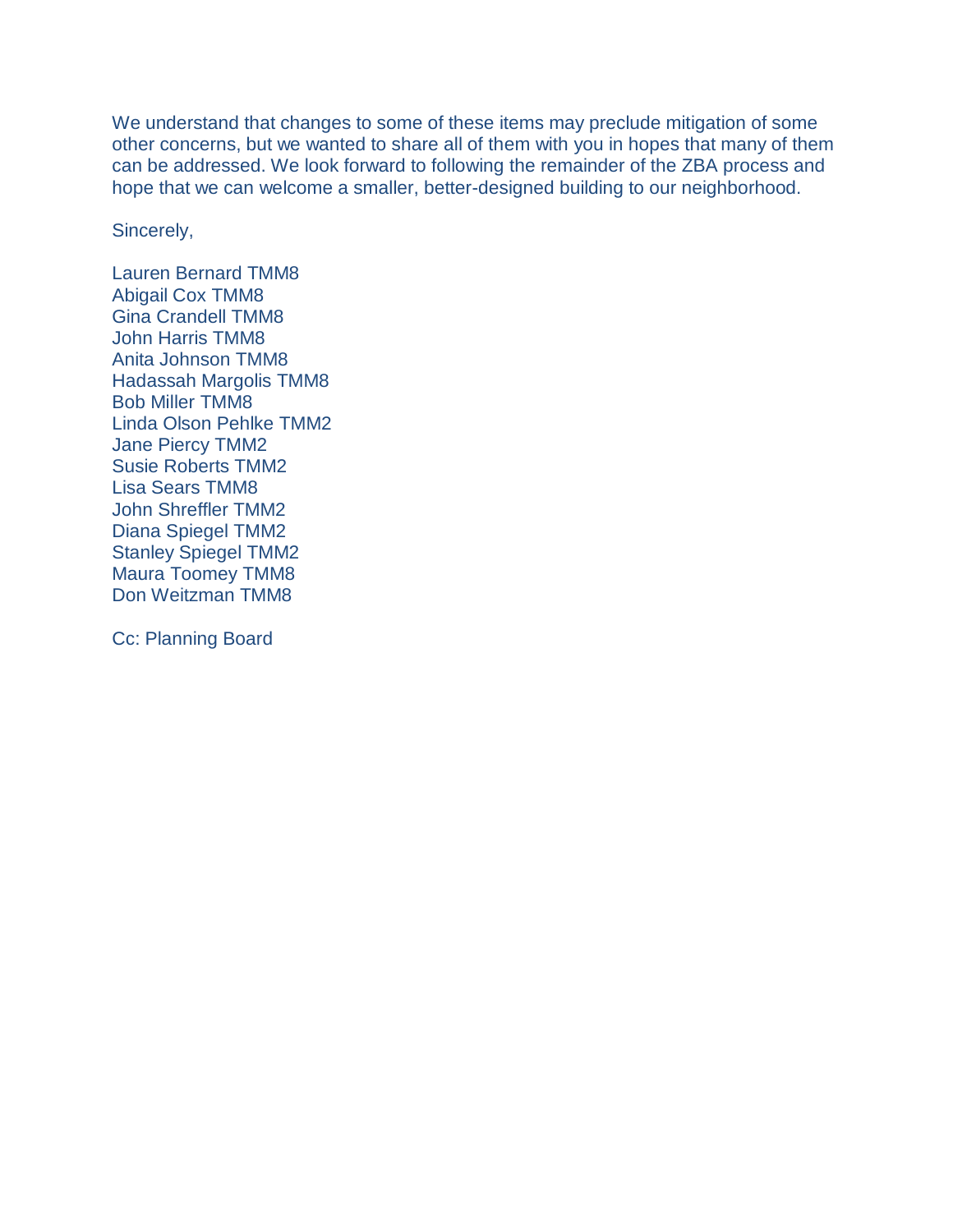We understand that changes to some of these items may preclude mitigation of some other concerns, but we wanted to share all of them with you in hopes that many of them can be addressed. We look forward to following the remainder of the ZBA process and hope that we can welcome a smaller, better-designed building to our neighborhood.

Sincerely,

Lauren Bernard TMM8  
Abigail Cox TMM8  
Gina Crandell TMM8  
John Harris TMM8  
Anita Johnson TMM8  
Hadassah Margolis TMM8  
Bob Miller TMM8  
Linda Olson Pehlke TMM2  
Jane Piercy TMM2  
Susie Roberts TMM2  
Lisa Sears TMM8  
John Shreffler TMM2  
Diana Spiegel TMM2  
Stanley Spiegel TMM2  
Maura Toomey TMM8  
Don Weitzman TMM8

Cc: Planning Board